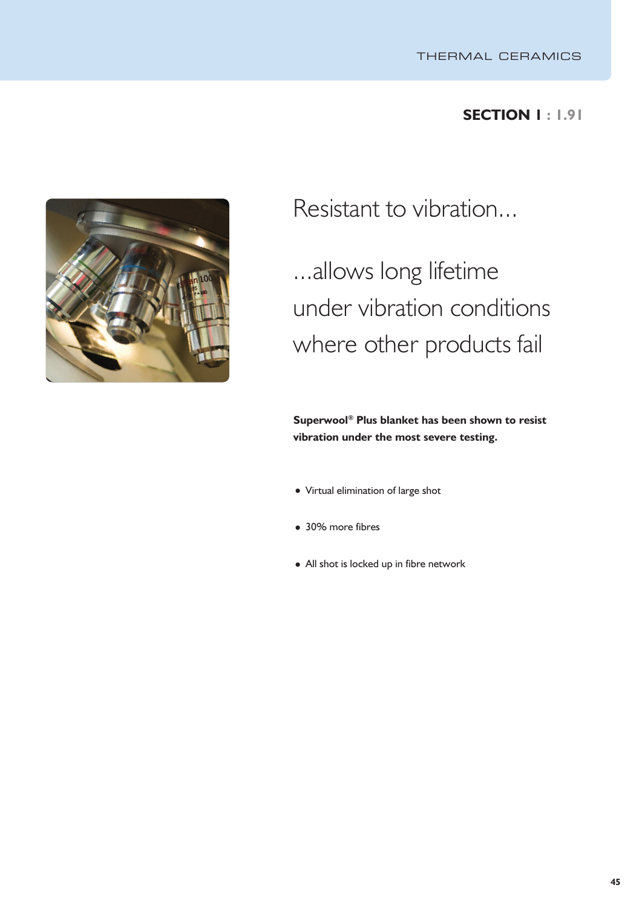**SECTION 1 : 1.91**

# Resistant to vibration...

## ...allows long lifetime under vibration conditions where other products fail

**Superwool® Plus blanket has been shown to resist vibration under the most severe testing.**

- Virtual elimination of large shot
- 30% more fibres
- All shot is locked up in fibre network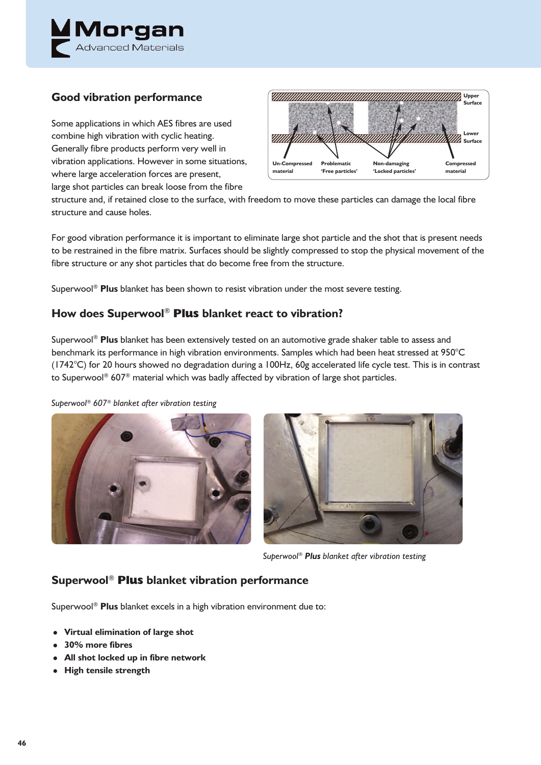## Good vibration performance

Some applications in which AES fibres are used combine high vibration with cyclic heating. Generally fibre products perform very well in vibration applications. However in some situations, where large acceleration forces are present, large shot particles can break loose from the fibre structure and, if retained close to the surface, with freedom to move these particles can damage the local fibre structure and cause holes.

Upper Surface

Lower Surface

Un-Compressed material

Problematic 'Free particles'

Non-damaging 'Locked particles'

Compressed material

For good vibration performance it is important to eliminate large shot particle and the shot that is present needs to be restrained in the fibre matrix. Surfaces should be slightly compressed to stop the physical movement of the fibre structure or any shot particles that do become free from the structure.

Superwool® **Plus** blanket has been shown to resist vibration under the most severe testing.

## How does Superwool® Plus blanket react to vibration?

Superwool® **Plus** blanket has been extensively tested on an automotive grade shaker table to assess and benchmark its performance in high vibration environments. Samples which had been heat stressed at 950°C (1742°C) for 20 hours showed no degradation during a 100Hz, 60g accelerated life cycle test. This is in contrast to Superwool® 607® material which was badly affected by vibration of large shot particles.

*Superwool® 607® blanket after vibration testing*

*Superwool® **Plus** blanket after vibration testing*

## Superwool® Plus blanket vibration performance

Superwool® **Plus** blanket excels in a high vibration environment due to:

- **Virtual elimination of large shot**
- **30% more fibres**
- **All shot locked up in fibre network**
- **High tensile strength**